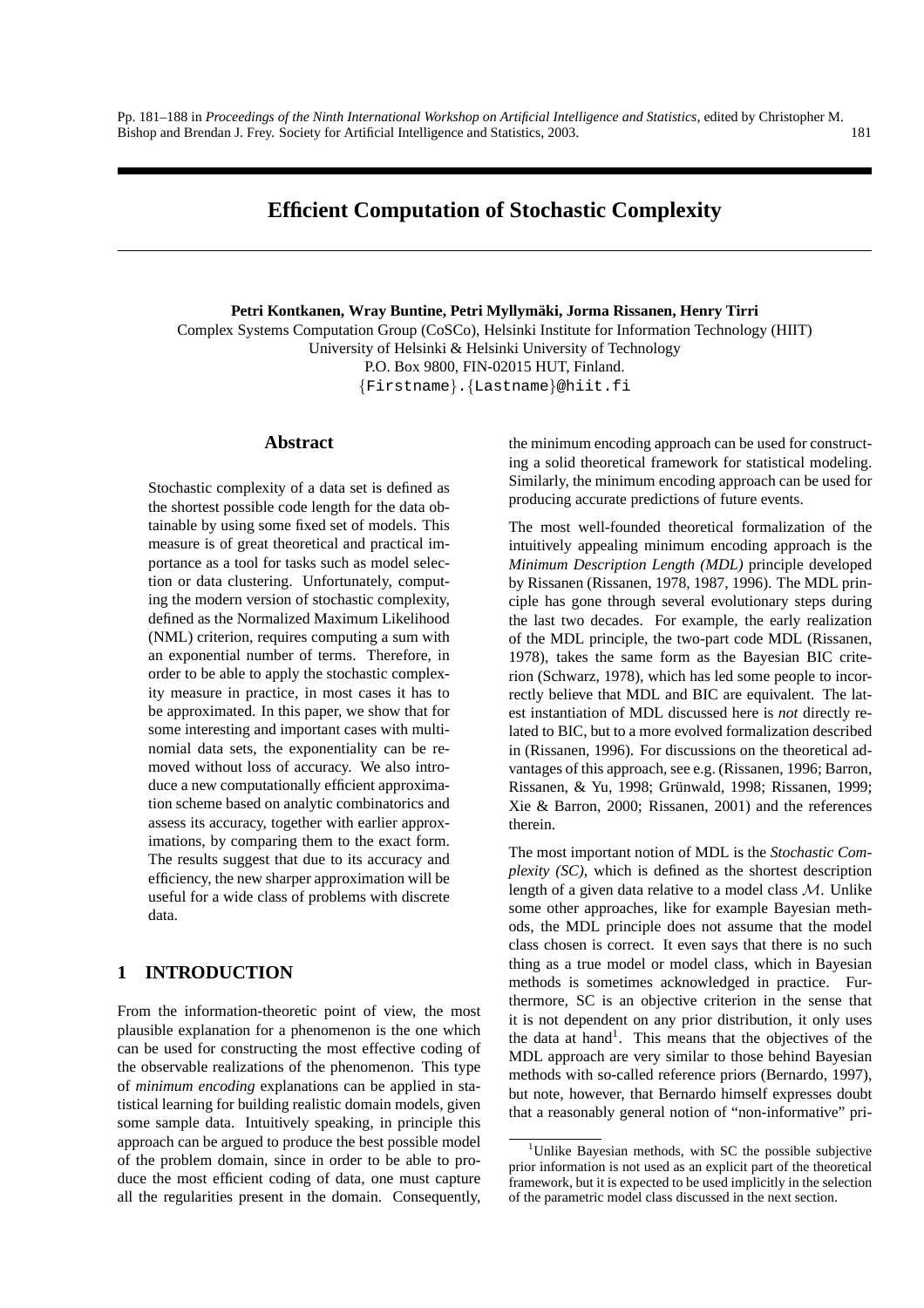# Efficient Computation of Stochastic Complexity

**Petri Kontkanen, Wray Buntine, Petri Myllymäki, Jorma Rissanen, Henry Tirri**

Complex Systems Computation Group (CoSCo), Helsinki Institute for Information Technology (HIIT)
University of Helsinki & Helsinki University of Technology
P.O. Box 9800, FIN-02015 HUT, Finland.
{Firstname}.{Lastname}@hiit.fi

## Abstract

Stochastic complexity of a data set is defined as the shortest possible code length for the data obtainable by using some fixed set of models. This measure is of great theoretical and practical importance as a tool for tasks such as model selection or data clustering. Unfortunately, computing the modern version of stochastic complexity, defined as the Normalized Maximum Likelihood (NML) criterion, requires computing a sum with an exponential number of terms. Therefore, in order to be able to apply the stochastic complexity measure in practice, in most cases it has to be approximated. In this paper, we show that for some interesting and important cases with multinomial data sets, the exponentiality can be removed without loss of accuracy. We also introduce a new computationally efficient approximation scheme based on analytic combinatorics and assess its accuracy, together with earlier approximations, by comparing them to the exact form. The results suggest that due to its accuracy and efficiency, the new sharper approximation will be useful for a wide class of problems with discrete data.

## 1 INTRODUCTION

From the information-theoretic point of view, the most plausible explanation for a phenomenon is the one which can be used for constructing the most effective coding of the observable realizations of the phenomenon. This type of *minimum encoding* explanations can be applied in statistical learning for building realistic domain models, given some sample data. Intuitively speaking, in principle this approach can be argued to produce the best possible model of the problem domain, since in order to be able to produce the most efficient coding of data, one must capture all the regularities present in the domain. Consequently, the minimum encoding approach can be used for constructing a solid theoretical framework for statistical modeling. Similarly, the minimum encoding approach can be used for producing accurate predictions of future events.

The most well-founded theoretical formalization of the intuitively appealing minimum encoding approach is the *Minimum Description Length (MDL)* principle developed by Rissanen (Rissanen, 1978, 1987, 1996). The MDL principle has gone through several evolutionary steps during the last two decades. For example, the early realization of the MDL principle, the two-part code MDL (Rissanen, 1978), takes the same form as the Bayesian BIC criterion (Schwarz, 1978), which has led some people to incorrectly believe that MDL and BIC are equivalent. The latest instantiation of MDL discussed here is *not* directly related to BIC, but to a more evolved formalization described in (Rissanen, 1996). For discussions on the theoretical advantages of this approach, see e.g. (Rissanen, 1996; Barron, Rissanen, & Yu, 1998; Grünwald, 1998; Rissanen, 1999; Xie & Barron, 2000; Rissanen, 2001) and the references therein.

The most important notion of MDL is the *Stochastic Complexity (SC)*, which is defined as the shortest description length of a given data relative to a model class $\mathcal{M}$. Unlike some other approaches, like for example Bayesian methods, the MDL principle does not assume that the model class chosen is correct. It even says that there is no such thing as a true model or model class, which in Bayesian methods is sometimes acknowledged in practice. Furthermore, SC is an objective criterion in the sense that it is not dependent on any prior distribution, it only uses the data at hand[1]. This means that the objectives of the MDL approach are very similar to those behind Bayesian methods with so-called reference priors (Bernardo, 1997), but note, however, that Bernardo himself expresses doubt that a reasonably general notion of "non-informative" pri-

[1] Unlike Bayesian methods, with SC the possible subjective prior information is not used as an explicit part of the theoretical framework, but it is expected to be used implicitly in the selection of the parametric model class discussed in the next section.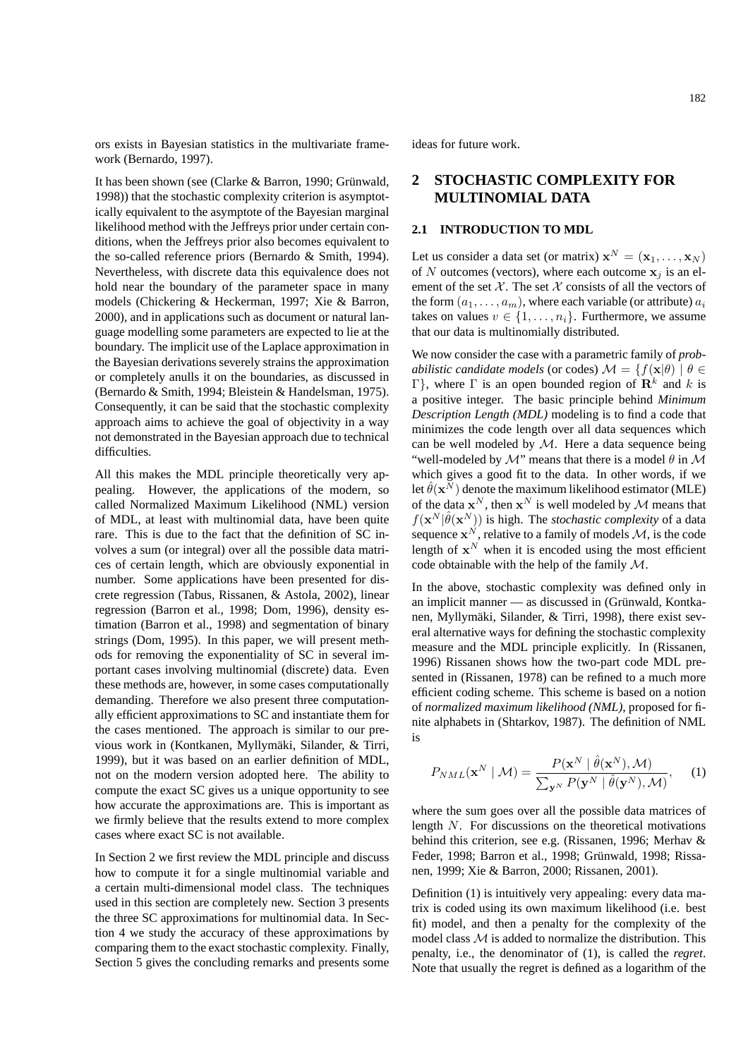ors exists in Bayesian statistics in the multivariate framework (Bernardo, 1997).

It has been shown (see (Clarke & Barron, 1990; Grünwald, 1998)) that the stochastic complexity criterion is asymptotically equivalent to the asymptote of the Bayesian marginal likelihood method with the Jeffreys prior under certain conditions, when the Jeffreys prior also becomes equivalent to the so-called reference priors (Bernardo & Smith, 1994). Nevertheless, with discrete data this equivalence does not hold near the boundary of the parameter space in many models (Chickering & Heckerman, 1997; Xie & Barron, 2000), and in applications such as document or natural language modelling some parameters are expected to lie at the boundary. The implicit use of the Laplace approximation in the Bayesian derivations severely strains the approximation or completely anulls it on the boundaries, as discussed in (Bernardo & Smith, 1994; Bleistein & Handelsman, 1975). Consequently, it can be said that the stochastic complexity approach aims to achieve the goal of objectivity in a way not demonstrated in the Bayesian approach due to technical difficulties.

All this makes the MDL principle theoretically very appealing. However, the applications of the modern, so called Normalized Maximum Likelihood (NML) version of MDL, at least with multinomial data, have been quite rare. This is due to the fact that the definition of SC involves a sum (or integral) over all the possible data matrices of certain length, which are obviously exponential in number. Some applications have been presented for discrete regression (Tabus, Rissanen, & Astola, 2002), linear regression (Barron et al., 1998; Dom, 1996), density estimation (Barron et al., 1998) and segmentation of binary strings (Dom, 1995). In this paper, we will present methods for removing the exponentiality of SC in several important cases involving multinomial (discrete) data. Even these methods are, however, in some cases computationally demanding. Therefore we also present three computationally efficient approximations to SC and instantiate them for the cases mentioned. The approach is similar to our previous work in (Kontkanen, Myllymäki, Silander, & Tirri, 1999), but it was based on an earlier definition of MDL, not on the modern version adopted here. The ability to compute the exact SC gives us a unique opportunity to see how accurate the approximations are. This is important as we firmly believe that the results extend to more complex cases where exact SC is not available.

In Section 2 we first review the MDL principle and discuss how to compute it for a single multinomial variable and a certain multi-dimensional model class. The techniques used in this section are completely new. Section 3 presents the three SC approximations for multinomial data. In Section 4 we study the accuracy of these approximations by comparing them to the exact stochastic complexity. Finally, Section 5 gives the concluding remarks and presents some ideas for future work.

## 2 STOCHASTIC COMPLEXITY FOR MULTINOMIAL DATA

### 2.1 INTRODUCTION TO MDL

Let us consider a data set (or matrix) $\mathbf{x}^N = (\mathbf{x}_1, \ldots, \mathbf{x}_N)$ of $N$ outcomes (vectors), where each outcome $\mathbf{x}_j$ is an element of the set $\mathcal{X}$. The set $\mathcal{X}$ consists of all the vectors of the form $(a_1, \ldots, a_m)$, where each variable (or attribute) $a_i$ takes on values $v \in \{1, \ldots, n_i\}$. Furthermore, we assume that our data is multinomially distributed.

We now consider the case with a parametric family of *probabilistic candidate models* (or codes) $\mathcal{M} = \{f(\mathbf{x}|\theta) \mid \theta \in \Gamma\}$, where $\Gamma$ is an open bounded region of $\mathbf{R}^k$ and $k$ is a positive integer. The basic principle behind *Minimum Description Length (MDL)* modeling is to find a code that minimizes the code length over all data sequences which can be well modeled by $\mathcal{M}$. Here a data sequence being "well-modeled by $\mathcal{M}$" means that there is a model $\theta$ in $\mathcal{M}$ which gives a good fit to the data. In other words, if we let $\hat{\theta}(\mathbf{x}^N)$ denote the maximum likelihood estimator (MLE) of the data $\mathbf{x}^N$, then $\mathbf{x}^N$ is well modeled by $\mathcal{M}$ means that $f(\mathbf{x}^N|\hat{\theta}(\mathbf{x}^N))$ is high. The *stochastic complexity* of a data sequence $\mathbf{x}^N$, relative to a family of models $\mathcal{M}$, is the code length of $\mathbf{x}^N$ when it is encoded using the most efficient code obtainable with the help of the family $\mathcal{M}$.

In the above, stochastic complexity was defined only in an implicit manner — as discussed in (Grünwald, Kontkanen, Myllymäki, Silander, & Tirri, 1998), there exist several alternative ways for defining the stochastic complexity measure and the MDL principle explicitly. In (Rissanen, 1996) Rissanen shows how the two-part code MDL presented in (Rissanen, 1978) can be refined to a much more efficient coding scheme. This scheme is based on a notion of *normalized maximum likelihood (NML)*, proposed for finite alphabets in (Shtarkov, 1987). The definition of NML is

$$P_{NML}(\mathbf{x}^N \mid \mathcal{M}) = \frac{P(\mathbf{x}^N \mid \hat{\theta}(\mathbf{x}^N), \mathcal{M})}{\sum_{\mathbf{y}^N} P(\mathbf{y}^N \mid \hat{\theta}(\mathbf{y}^N), \mathcal{M})}, \qquad (1)$$

where the sum goes over all the possible data matrices of length $N$. For discussions on the theoretical motivations behind this criterion, see e.g. (Rissanen, 1996; Merhav & Feder, 1998; Barron et al., 1998; Grünwald, 1998; Rissanen, 1999; Xie & Barron, 2000; Rissanen, 2001).

Definition (1) is intuitively very appealing: every data matrix is coded using its own maximum likelihood (i.e. best fit) model, and then a penalty for the complexity of the model class $\mathcal{M}$ is added to normalize the distribution. This penalty, i.e., the denominator of (1), is called the *regret*. Note that usually the regret is defined as a logarithm of the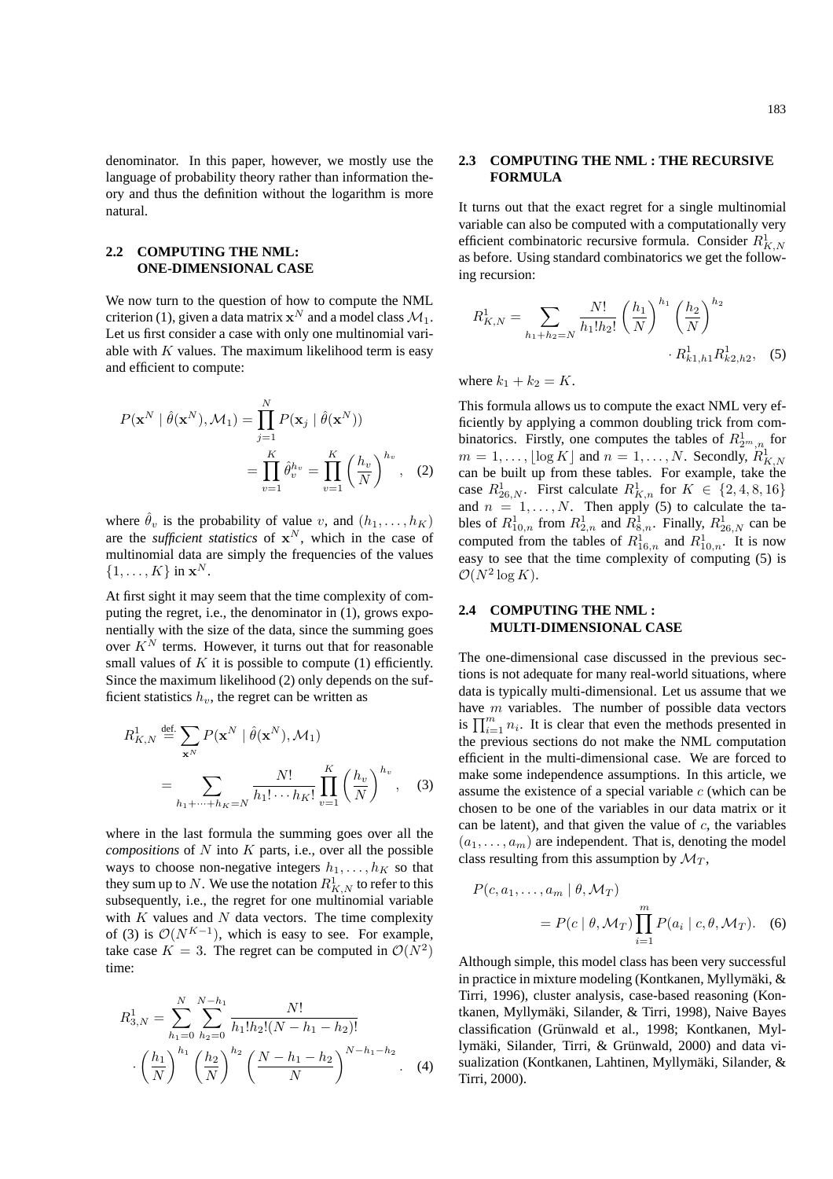denominator. In this paper, however, we mostly use the language of probability theory rather than information theory and thus the definition without the logarithm is more natural.

## 2.2 COMPUTING THE NML: ONE-DIMENSIONAL CASE

We now turn to the question of how to compute the NML criterion (1), given a data matrix $\mathbf{x}^N$ and a model class $\mathcal{M}_1$. Let us first consider a case with only one multinomial variable with $K$ values. The maximum likelihood term is easy and efficient to compute:

$$P(\mathbf{x}^N \mid \hat{\theta}(\mathbf{x}^N), \mathcal{M}_1) = \prod_{j=1}^{N} P(\mathbf{x}_j \mid \hat{\theta}(\mathbf{x}^N)) = \prod_{v=1}^{K} \hat{\theta}_v^{h_v} = \prod_{v=1}^{K} \left(\frac{h_v}{N}\right)^{h_v}, \quad (2)$$

where $\hat{\theta}_v$ is the probability of value $v$, and $(h_1, \ldots, h_K)$ are the *sufficient statistics* of $\mathbf{x}^N$, which in the case of multinomial data are simply the frequencies of the values $\{1, \ldots, K\}$ in $\mathbf{x}^N$.

At first sight it may seem that the time complexity of computing the regret, i.e., the denominator in (1), grows exponentially with the size of the data, since the summing goes over $K^N$ terms. However, it turns out that for reasonable small values of $K$ it is possible to compute (1) efficiently. Since the maximum likelihood (2) only depends on the sufficient statistics $h_v$, the regret can be written as

$$R^1_{K,N} \overset{\text{def.}}{=} \sum_{\mathbf{x}^N} P(\mathbf{x}^N \mid \hat{\theta}(\mathbf{x}^N), \mathcal{M}_1) = \sum_{h_1+\cdots+h_K=N} \frac{N!}{h_1! \cdots h_K!} \prod_{v=1}^{K} \left(\frac{h_v}{N}\right)^{h_v}, \quad (3)$$

where in the last formula the summing goes over all the *compositions* of $N$ into $K$ parts, i.e., over all the possible ways to choose non-negative integers $h_1, \ldots, h_K$ so that they sum up to $N$. We use the notation $R^1_{K,N}$ to refer to this subsequently, i.e., the regret for one multinomial variable with $K$ values and $N$ data vectors. The time complexity of (3) is $\mathcal{O}(N^{K-1})$, which is easy to see. For example, take case $K = 3$. The regret can be computed in $\mathcal{O}(N^2)$ time:

$$R^1_{3,N} = \sum_{h_1=0}^{N} \sum_{h_2=0}^{N-h_1} \frac{N!}{h_1! h_2! (N-h_1-h_2)!} \cdot \left(\frac{h_1}{N}\right)^{h_1} \left(\frac{h_2}{N}\right)^{h_2} \left(\frac{N-h_1-h_2}{N}\right)^{N-h_1-h_2}. \quad (4)$$

## 2.3 COMPUTING THE NML : THE RECURSIVE FORMULA

It turns out that the exact regret for a single multinomial variable can also be computed with a computationally very efficient combinatoric recursive formula. Consider $R^1_{K,N}$ as before. Using standard combinatorics we get the following recursion:

$$R^1_{K,N} = \sum_{h_1+h_2=N} \frac{N!}{h_1! h_2!} \left(\frac{h_1}{N}\right)^{h_1} \left(\frac{h_2}{N}\right)^{h_2} \cdot R^1_{k1,h1} R^1_{k2,h2}, \quad (5)$$

where $k_1 + k_2 = K$.

This formula allows us to compute the exact NML very efficiently by applying a common doubling trick from combinatorics. Firstly, one computes the tables of $R^1_{2^m,n}$ for $m = 1, \ldots, \lfloor \log K \rfloor$ and $n = 1, \ldots, N$. Secondly, $R^1_{K,N}$ can be built up from these tables. For example, take the case $R^1_{26,N}$. First calculate $R^1_{K,n}$ for $K \in \{2, 4, 8, 16\}$ and $n = 1, \ldots, N$. Then apply (5) to calculate the tables of $R^1_{10,n}$ from $R^1_{2,n}$ and $R^1_{8,n}$. Finally, $R^1_{26,N}$ can be computed from the tables of $R^1_{16,n}$ and $R^1_{10,n}$. It is now easy to see that the time complexity of computing (5) is $\mathcal{O}(N^2 \log K)$.

## 2.4 COMPUTING THE NML : MULTI-DIMENSIONAL CASE

The one-dimensional case discussed in the previous sections is not adequate for many real-world situations, where data is typically multi-dimensional. Let us assume that we have $m$ variables. The number of possible data vectors is $\prod_{i=1}^{m} n_i$. It is clear that even the methods presented in the previous sections do not make the NML computation efficient in the multi-dimensional case. We are forced to make some independence assumptions. In this article, we assume the existence of a special variable $c$ (which can be chosen to be one of the variables in our data matrix or it can be latent), and that given the value of $c$, the variables $(a_1, \ldots, a_m)$ are independent. That is, denoting the model class resulting from this assumption by $\mathcal{M}_T$,

$$P(c, a_1, \ldots, a_m \mid \theta, \mathcal{M}_T) = P(c \mid \theta, \mathcal{M}_T) \prod_{i=1}^{m} P(a_i \mid c, \theta, \mathcal{M}_T). \quad (6)$$

Although simple, this model class has been very successful in practice in mixture modeling (Kontkanen, Myllymäki, & Tirri, 1996), cluster analysis, case-based reasoning (Kontkanen, Myllymäki, Silander, & Tirri, 1998), Naive Bayes classification (Grünwald et al., 1998; Kontkanen, Myllymäki, Silander, Tirri, & Grünwald, 2000) and data visualization (Kontkanen, Lahtinen, Myllymäki, Silander, & Tirri, 2000).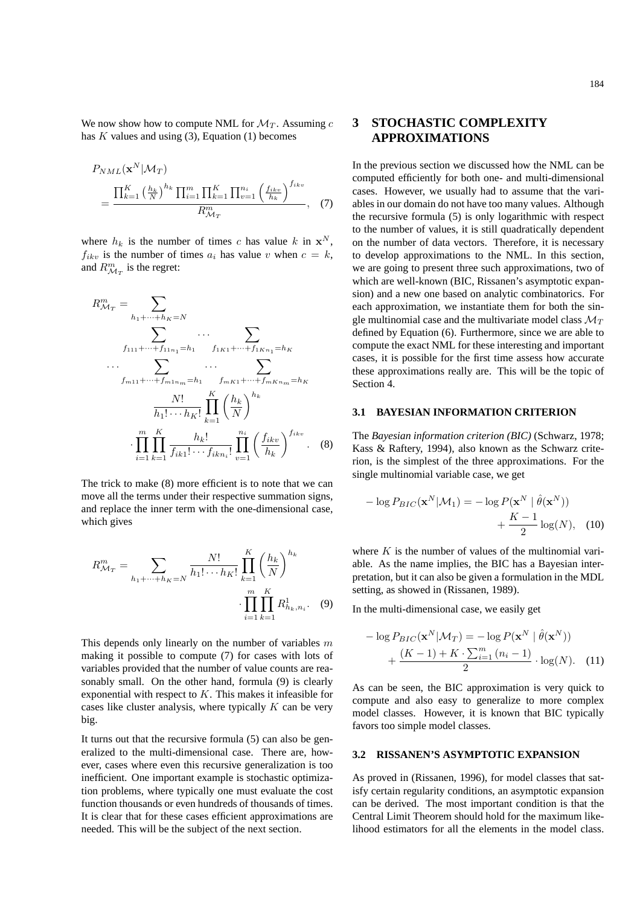We now show how to compute NML for $\mathcal{M}_T$. Assuming $c$ has $K$ values and using (3), Equation (1) becomes

$$P_{NML}(\mathbf{x}^N|\mathcal{M}_T) = \frac{\prod_{k=1}^{K}\left(\frac{h_k}{N}\right)^{h_k}\prod_{i=1}^{m}\prod_{k=1}^{K}\prod_{v=1}^{n_i}\left(\frac{f_{ikv}}{h_k}\right)^{f_{ikv}}}{R^m_{\mathcal{M}_T}}, \quad (7)$$

where $h_k$ is the number of times $c$ has value $k$ in $\mathbf{x}^N$, $f_{ikv}$ is the number of times $a_i$ has value $v$ when $c = k$, and $R^m_{\mathcal{M}_T}$ is the regret:

$$R^m_{\mathcal{M}_T} = \sum_{h_1+\cdots+h_K=N} \sum_{f_{111}+\cdots+f_{11n_1}=h_1} \cdots \sum_{f_{1K1}+\cdots+f_{1Kn_1}=h_K} \cdots \sum_{f_{m11}+\cdots+f_{m1n_m}=h_1} \cdots \sum_{f_{mK1}+\cdots+f_{mKn_m}=h_K} \frac{N!}{h_1!\cdots h_K!}\prod_{k=1}^{K}\left(\frac{h_k}{N}\right)^{h_k} \cdot \prod_{i=1}^{m}\prod_{k=1}^{K}\frac{h_k!}{f_{ik1}!\cdots f_{ikn_i}!}\prod_{v=1}^{n_i}\left(\frac{f_{ikv}}{h_k}\right)^{f_{ikv}}. \quad (8)$$

The trick to make (8) more efficient is to note that we can move all the terms under their respective summation signs, and replace the inner term with the one-dimensional case, which gives

$$R^m_{\mathcal{M}_T} = \sum_{h_1+\cdots+h_K=N} \frac{N!}{h_1!\cdots h_K!}\prod_{k=1}^{K}\left(\frac{h_k}{N}\right)^{h_k} \cdot \prod_{i=1}^{m}\prod_{k=1}^{K} R^1_{h_k,n_i}. \quad (9)$$

This depends only linearly on the number of variables $m$ making it possible to compute (7) for cases with lots of variables provided that the number of value counts are reasonably small. On the other hand, formula (9) is clearly exponential with respect to $K$. This makes it infeasible for cases like cluster analysis, where typically $K$ can be very big.

It turns out that the recursive formula (5) can also be generalized to the multi-dimensional case. There are, however, cases where even this recursive generalization is too inefficient. One important example is stochastic optimization problems, where typically one must evaluate the cost function thousands or even hundreds of thousands of times. It is clear that for these cases efficient approximations are needed. This will be the subject of the next section.

# 3 STOCHASTIC COMPLEXITY APPROXIMATIONS

In the previous section we discussed how the NML can be computed efficiently for both one- and multi-dimensional cases. However, we usually had to assume that the variables in our domain do not have too many values. Although the recursive formula (5) is only logarithmic with respect to the number of values, it is still quadratically dependent on the number of data vectors. Therefore, it is necessary to develop approximations to the NML. In this section, we are going to present three such approximations, two of which are well-known (BIC, Rissanen's asymptotic expansion) and a new one based on analytic combinatorics. For each approximation, we instantiate them for both the single multinomial case and the multivariate model class $\mathcal{M}_T$ defined by Equation (6). Furthermore, since we are able to compute the exact NML for these interesting and important cases, it is possible for the first time assess how accurate these approximations really are. This will be the topic of Section 4.

## 3.1 BAYESIAN INFORMATION CRITERION

The *Bayesian information criterion (BIC)* (Schwarz, 1978; Kass & Raftery, 1994), also known as the Schwarz criterion, is the simplest of the three approximations. For the single multinomial variable case, we get

$$-\log P_{BIC}(\mathbf{x}^N|\mathcal{M}_1) = -\log P(\mathbf{x}^N \mid \hat{\theta}(\mathbf{x}^N)) + \frac{K-1}{2}\log(N), \quad (10)$$

where $K$ is the number of values of the multinomial variable. As the name implies, the BIC has a Bayesian interpretation, but it can also be given a formulation in the MDL setting, as showed in (Rissanen, 1989).

In the multi-dimensional case, we easily get

$$-\log P_{BIC}(\mathbf{x}^N|\mathcal{M}_T) = -\log P(\mathbf{x}^N \mid \hat{\theta}(\mathbf{x}^N)) + \frac{(K-1)+K\cdot\sum_{i=1}^{m}(n_i-1)}{2}\cdot\log(N). \quad (11)$$

As can be seen, the BIC approximation is very quick to compute and also easy to generalize to more complex model classes. However, it is known that BIC typically favors too simple model classes.

## 3.2 RISSANEN'S ASYMPTOTIC EXPANSION

As proved in (Rissanen, 1996), for model classes that satisfy certain regularity conditions, an asymptotic expansion can be derived. The most important condition is that the Central Limit Theorem should hold for the maximum likelihood estimators for all the elements in the model class.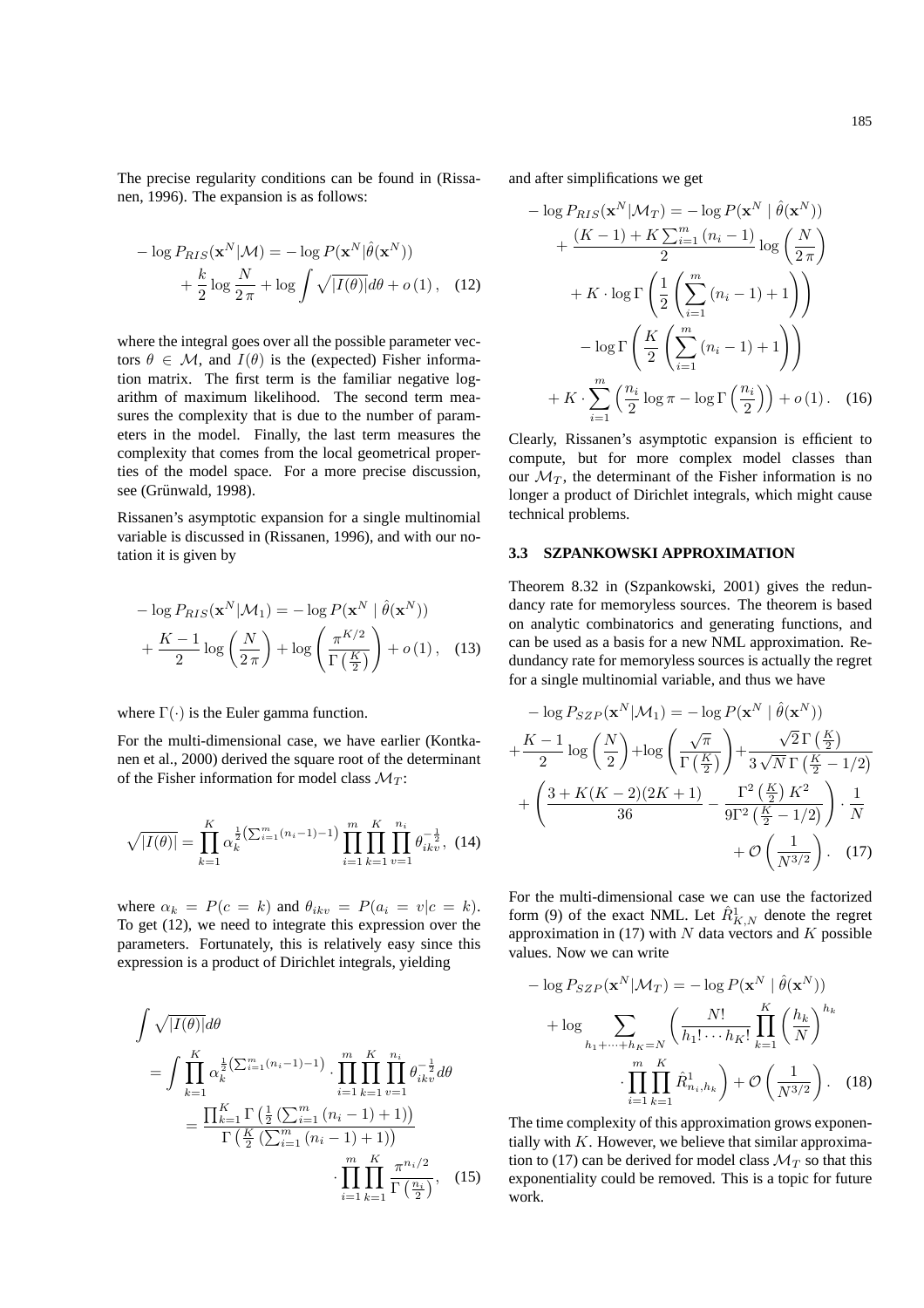The precise regularity conditions can be found in (Rissanen, 1996). The expansion is as follows:

$$
\begin{aligned}
-\log P_{RIS}(\mathbf{x}^N|\mathcal{M}) &= -\log P(\mathbf{x}^N|\hat{\theta}(\mathbf{x}^N)) \\
&+ \frac{k}{2}\log\frac{N}{2\,\pi} + \log\int\sqrt{|I(\theta)|}d\theta + o\left(1\right), \quad (12)
\end{aligned}
$$

where the integral goes over all the possible parameter vectors $\theta \in \mathcal{M}$, and $I(\theta)$ is the (expected) Fisher information matrix. The first term is the familiar negative logarithm of maximum likelihood. The second term measures the complexity that is due to the number of parameters in the model. Finally, the last term measures the complexity that comes from the local geometrical properties of the model space. For a more precise discussion, see (Grünwald, 1998).

Rissanen's asymptotic expansion for a single multinomial variable is discussed in (Rissanen, 1996), and with our notation it is given by

$$
\begin{aligned}
&-\log P_{RIS}(\mathbf{x}^N|\mathcal{M}_1) = -\log P(\mathbf{x}^N \mid \hat{\theta}(\mathbf{x}^N)) \\
&+ \frac{K-1}{2}\log\left(\frac{N}{2\,\pi}\right) + \log\left(\frac{\pi^{K/2}}{\Gamma\left(\frac{K}{2}\right)}\right) + o\left(1\right), \quad (13)
\end{aligned}
$$

where $\Gamma(\cdot)$ is the Euler gamma function.

For the multi-dimensional case, we have earlier (Kontkanen et al., 2000) derived the square root of the determinant of the Fisher information for model class $\mathcal{M}_T$:

$$
\sqrt{|I(\theta)|} = \prod_{k=1}^{K}\alpha_k^{\frac{1}{2}\left(\sum_{i=1}^{m}(n_i-1)-1\right)}\prod_{i=1}^{m}\prod_{k=1}^{K}\prod_{v=1}^{n_i}\theta_{ikv}^{-\frac{1}{2}}, \quad (14)
$$

where $\alpha_k = P(c = k)$ and $\theta_{ikv} = P(a_i = v|c = k)$. To get (12), we need to integrate this expression over the parameters. Fortunately, this is relatively easy since this expression is a product of Dirichlet integrals, yielding

$$
\begin{aligned}
&\int\sqrt{|I(\theta)|}d\theta \\
&= \int\prod_{k=1}^{K}\alpha_k^{\frac{1}{2}\left(\sum_{i=1}^{m}(n_i-1)-1\right)}\cdot\prod_{i=1}^{m}\prod_{k=1}^{K}\prod_{v=1}^{n_i}\theta_{ikv}^{-\frac{1}{2}}d\theta \\
&= \frac{\prod_{k=1}^{K}\Gamma\left(\frac{1}{2}\left(\sum_{i=1}^{m}(n_i-1)+1\right)\right)}{\Gamma\left(\frac{K}{2}\left(\sum_{i=1}^{m}(n_i-1)+1\right)\right)} \\
&\qquad\cdot\prod_{i=1}^{m}\prod_{k=1}^{K}\frac{\pi^{n_i/2}}{\Gamma\left(\frac{n_i}{2}\right)}, \quad (15)
\end{aligned}
$$

and after simplifications we get

$$
\begin{aligned}
&-\log P_{RIS}(\mathbf{x}^N|\mathcal{M}_T) = -\log P(\mathbf{x}^N \mid \hat{\theta}(\mathbf{x}^N)) \\
&\quad+ \frac{(K-1) + K\sum_{i=1}^{m}(n_i-1)}{2}\log\left(\frac{N}{2\,\pi}\right) \\
&\quad+ K\cdot\log\Gamma\left(\frac{1}{2}\left(\sum_{i=1}^{m}(n_i-1)+1\right)\right) \\
&\quad-\log\Gamma\left(\frac{K}{2}\left(\sum_{i=1}^{m}(n_i-1)+1\right)\right) \\
&\quad+ K\cdot\sum_{i=1}^{m}\left(\frac{n_i}{2}\log\pi - \log\Gamma\left(\frac{n_i}{2}\right)\right) + o\left(1\right). \quad (16)
\end{aligned}
$$

Clearly, Rissanen's asymptotic expansion is efficient to compute, but for more complex model classes than our $\mathcal{M}_T$, the determinant of the Fisher information is no longer a product of Dirichlet integrals, which might cause technical problems.

### 3.3 SZPANKOWSKI APPROXIMATION

Theorem 8.32 in (Szpankowski, 2001) gives the redundancy rate for memoryless sources. The theorem is based on analytic combinatorics and generating functions, and can be used as a basis for a new NML approximation. Redundancy rate for memoryless sources is actually the regret for a single multinomial variable, and thus we have

$$
\begin{aligned}
&-\log P_{SZP}(\mathbf{x}^N|\mathcal{M}_1) = -\log P(\mathbf{x}^N \mid \hat{\theta}(\mathbf{x}^N)) \\
&+\frac{K-1}{2}\log\left(\frac{N}{2}\right) + \log\left(\frac{\sqrt{\pi}}{\Gamma\left(\frac{K}{2}\right)}\right) + \frac{\sqrt{2}\,\Gamma\left(\frac{K}{2}\right)}{3\sqrt{N}\,\Gamma\left(\frac{K}{2}-1/2\right)} \\
&+\left(\frac{3+K(K-2)(2K+1)}{36} - \frac{\Gamma^2\left(\frac{K}{2}\right)K^2}{9\Gamma^2\left(\frac{K}{2}-1/2\right)}\right)\cdot\frac{1}{N} \\
&\qquad + \mathcal{O}\left(\frac{1}{N^{3/2}}\right). \quad (17)
\end{aligned}
$$

For the multi-dimensional case we can use the factorized form (9) of the exact NML. Let $\hat{R}^1_{K,N}$ denote the regret approximation in (17) with $N$ data vectors and $K$ possible values. Now we can write

$$
\begin{aligned}
&-\log P_{SZP}(\mathbf{x}^N|\mathcal{M}_T) = -\log P(\mathbf{x}^N \mid \hat{\theta}(\mathbf{x}^N)) \\
&\quad+\log\sum_{h_1+\cdots+h_K=N}\left(\frac{N!}{h_1!\cdots h_K!}\prod_{k=1}^{K}\left(\frac{h_k}{N}\right)^{h_k}\right. \\
&\qquad\left.\cdot\prod_{i=1}^{m}\prod_{k=1}^{K}\hat{R}^1_{n_i,h_k}\right) + \mathcal{O}\left(\frac{1}{N^{3/2}}\right). \quad (18)
\end{aligned}
$$

The time complexity of this approximation grows exponentially with $K$. However, we believe that similar approximation to (17) can be derived for model class $\mathcal{M}_T$ so that this exponentiality could be removed. This is a topic for future work.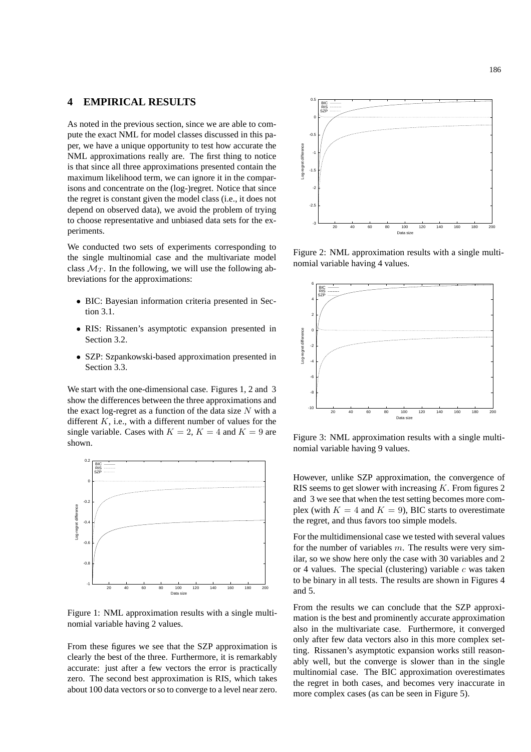## 4 EMPIRICAL RESULTS

As noted in the previous section, since we are able to compute the exact NML for model classes discussed in this paper, we have a unique opportunity to test how accurate the NML approximations really are. The first thing to notice is that since all three approximations presented contain the maximum likelihood term, we can ignore it in the comparisons and concentrate on the (log-)regret. Notice that since the regret is constant given the model class (i.e., it does not depend on observed data), we avoid the problem of trying to choose representative and unbiased data sets for the experiments.

We conducted two sets of experiments corresponding to the single multinomial case and the multivariate model class $\mathcal{M}_T$. In the following, we will use the following abbreviations for the approximations:

- BIC: Bayesian information criteria presented in Section 3.1.
- RIS: Rissanen's asymptotic expansion presented in Section 3.2.
- SZP: Szpankowski-based approximation presented in Section 3.3.

We start with the one-dimensional case. Figures 1, 2 and 3 show the differences between the three approximations and the exact log-regret as a function of the data size $N$ with a different $K$, i.e., with a different number of values for the single variable. Cases with $K = 2$, $K = 4$ and $K = 9$ are shown.

Figure 1: NML approximation results with a single multinomial variable having 2 values.

From these figures we see that the SZP approximation is clearly the best of the three. Furthermore, it is remarkably accurate: just after a few vectors the error is practically zero. The second best approximation is RIS, which takes about 100 data vectors or so to converge to a level near zero.

Figure 2: NML approximation results with a single multinomial variable having 4 values.

Figure 3: NML approximation results with a single multinomial variable having 9 values.

However, unlike SZP approximation, the convergence of RIS seems to get slower with increasing $K$. From figures 2 and 3 we see that when the test setting becomes more complex (with $K = 4$ and $K = 9$), BIC starts to overestimate the regret, and thus favors too simple models.

For the multidimensional case we tested with several values for the number of variables $m$. The results were very similar, so we show here only the case with 30 variables and 2 or 4 values. The special (clustering) variable $c$ was taken to be binary in all tests. The results are shown in Figures 4 and 5.

From the results we can conclude that the SZP approximation is the best and prominently accurate approximation also in the multivariate case. Furthermore, it converged only after few data vectors also in this more complex setting. Rissanen's asymptotic expansion works still reasonably well, but the converge is slower than in the single multinomial case. The BIC approximation overestimates the regret in both cases, and becomes very inaccurate in more complex cases (as can be seen in Figure 5).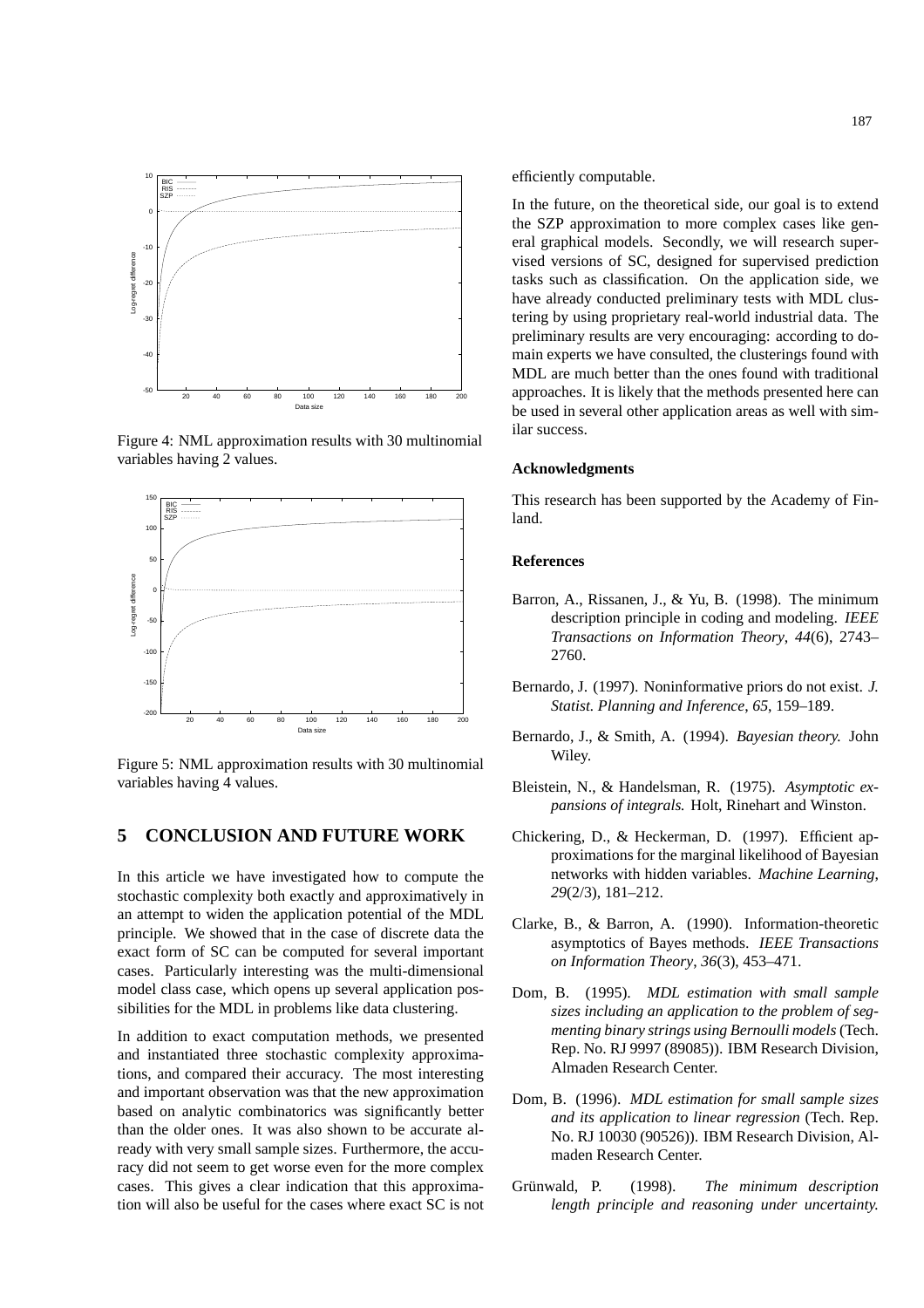Figure 4: NML approximation results with 30 multinomial variables having 2 values.

Figure 5: NML approximation results with 30 multinomial variables having 4 values.

## 5 CONCLUSION AND FUTURE WORK

In this article we have investigated how to compute the stochastic complexity both exactly and approximatively in an attempt to widen the application potential of the MDL principle. We showed that in the case of discrete data the exact form of SC can be computed for several important cases. Particularly interesting was the multi-dimensional model class case, which opens up several application possibilities for the MDL in problems like data clustering.

In addition to exact computation methods, we presented and instantiated three stochastic complexity approximations, and compared their accuracy. The most interesting and important observation was that the new approximation based on analytic combinatorics was significantly better than the older ones. It was also shown to be accurate already with very small sample sizes. Furthermore, the accuracy did not seem to get worse even for the more complex cases. This gives a clear indication that this approximation will also be useful for the cases where exact SC is not efficiently computable.

In the future, on the theoretical side, our goal is to extend the SZP approximation to more complex cases like general graphical models. Secondly, we will research supervised versions of SC, designed for supervised prediction tasks such as classification. On the application side, we have already conducted preliminary tests with MDL clustering by using proprietary real-world industrial data. The preliminary results are very encouraging: according to domain experts we have consulted, the clusterings found with MDL are much better than the ones found with traditional approaches. It is likely that the methods presented here can be used in several other application areas as well with similar success.

### Acknowledgments

This research has been supported by the Academy of Finland.

### References

Barron, A., Rissanen, J., & Yu, B. (1998). The minimum description principle in coding and modeling. *IEEE Transactions on Information Theory*, *44*(6), 2743–2760.

Bernardo, J. (1997). Noninformative priors do not exist. *J. Statist. Planning and Inference*, *65*, 159–189.

Bernardo, J., & Smith, A. (1994). *Bayesian theory.* John Wiley.

Bleistein, N., & Handelsman, R. (1975). *Asymptotic expansions of integrals.* Holt, Rinehart and Winston.

Chickering, D., & Heckerman, D. (1997). Efficient approximations for the marginal likelihood of Bayesian networks with hidden variables. *Machine Learning*, *29*(2/3), 181–212.

Clarke, B., & Barron, A. (1990). Information-theoretic asymptotics of Bayes methods. *IEEE Transactions on Information Theory*, *36*(3), 453–471.

Dom, B. (1995). *MDL estimation with small sample sizes including an application to the problem of segmenting binary strings using Bernoulli models* (Tech. Rep. No. RJ 9997 (89085)). IBM Research Division, Almaden Research Center.

Dom, B. (1996). *MDL estimation for small sample sizes and its application to linear regression* (Tech. Rep. No. RJ 10030 (90526)). IBM Research Division, Almaden Research Center.

Grünwald, P. (1998). *The minimum description length principle and reasoning under uncertainty.*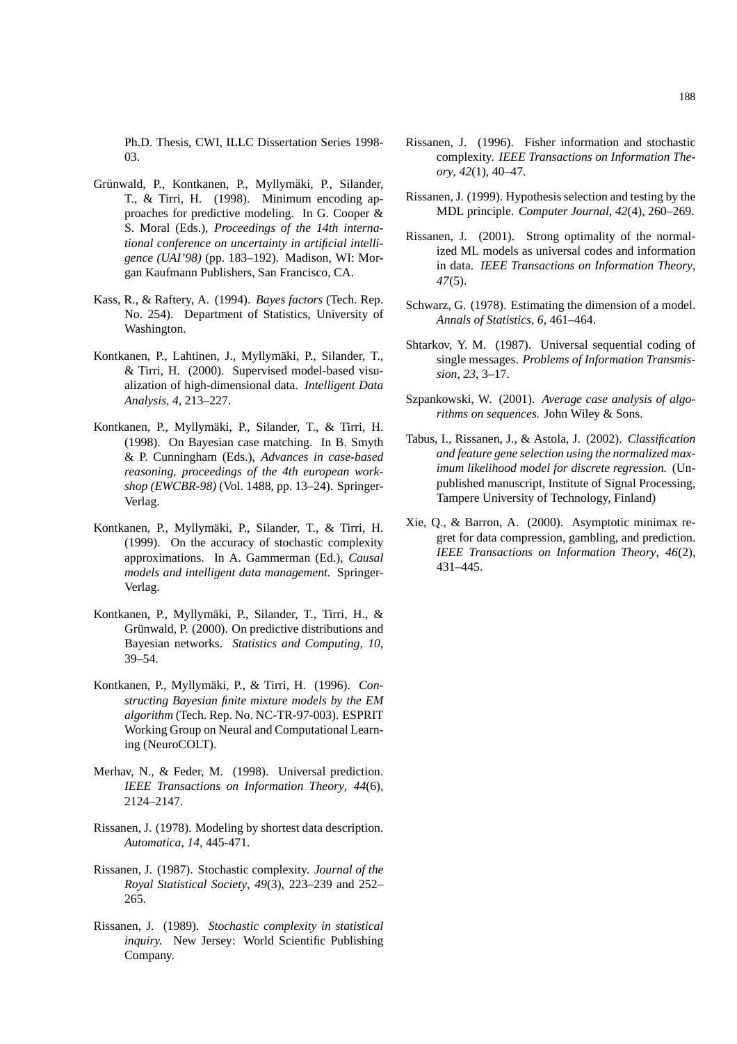Ph.D. Thesis, CWI, ILLC Dissertation Series 1998-03.

Grünwald, P., Kontkanen, P., Myllymäki, P., Silander, T., & Tirri, H. (1998). Minimum encoding approaches for predictive modeling. In G. Cooper & S. Moral (Eds.), *Proceedings of the 14th international conference on uncertainty in artificial intelligence (UAI'98)* (pp. 183–192). Madison, WI: Morgan Kaufmann Publishers, San Francisco, CA.

Kass, R., & Raftery, A. (1994). *Bayes factors* (Tech. Rep. No. 254). Department of Statistics, University of Washington.

Kontkanen, P., Lahtinen, J., Myllymäki, P., Silander, T., & Tirri, H. (2000). Supervised model-based visualization of high-dimensional data. *Intelligent Data Analysis*, *4*, 213–227.

Kontkanen, P., Myllymäki, P., Silander, T., & Tirri, H. (1998). On Bayesian case matching. In B. Smyth & P. Cunningham (Eds.), *Advances in case-based reasoning, proceedings of the 4th european workshop (EWCBR-98)* (Vol. 1488, pp. 13–24). Springer-Verlag.

Kontkanen, P., Myllymäki, P., Silander, T., & Tirri, H. (1999). On the accuracy of stochastic complexity approximations. In A. Gammerman (Ed.), *Causal models and intelligent data management.* Springer-Verlag.

Kontkanen, P., Myllymäki, P., Silander, T., Tirri, H., & Grünwald, P. (2000). On predictive distributions and Bayesian networks. *Statistics and Computing*, *10*, 39–54.

Kontkanen, P., Myllymäki, P., & Tirri, H. (1996). *Constructing Bayesian finite mixture models by the EM algorithm* (Tech. Rep. No. NC-TR-97-003). ESPRIT Working Group on Neural and Computational Learning (NeuroCOLT).

Merhav, N., & Feder, M. (1998). Universal prediction. *IEEE Transactions on Information Theory*, *44*(6), 2124–2147.

Rissanen, J. (1978). Modeling by shortest data description. *Automatica*, *14*, 445-471.

Rissanen, J. (1987). Stochastic complexity. *Journal of the Royal Statistical Society*, *49*(3), 223–239 and 252–265.

Rissanen, J. (1989). *Stochastic complexity in statistical inquiry.* New Jersey: World Scientific Publishing Company.

Rissanen, J. (1996). Fisher information and stochastic complexity. *IEEE Transactions on Information Theory*, *42*(1), 40–47.

Rissanen, J. (1999). Hypothesis selection and testing by the MDL principle. *Computer Journal*, *42*(4), 260–269.

Rissanen, J. (2001). Strong optimality of the normalized ML models as universal codes and information in data. *IEEE Transactions on Information Theory*, *47*(5).

Schwarz, G. (1978). Estimating the dimension of a model. *Annals of Statistics*, *6*, 461–464.

Shtarkov, Y. M. (1987). Universal sequential coding of single messages. *Problems of Information Transmission*, *23*, 3–17.

Szpankowski, W. (2001). *Average case analysis of algorithms on sequences.* John Wiley & Sons.

Tabus, I., Rissanen, J., & Astola, J. (2002). *Classification and feature gene selection using the normalized maximum likelihood model for discrete regression.* (Unpublished manuscript, Institute of Signal Processing, Tampere University of Technology, Finland)

Xie, Q., & Barron, A. (2000). Asymptotic minimax regret for data compression, gambling, and prediction. *IEEE Transactions on Information Theory*, *46*(2), 431–445.